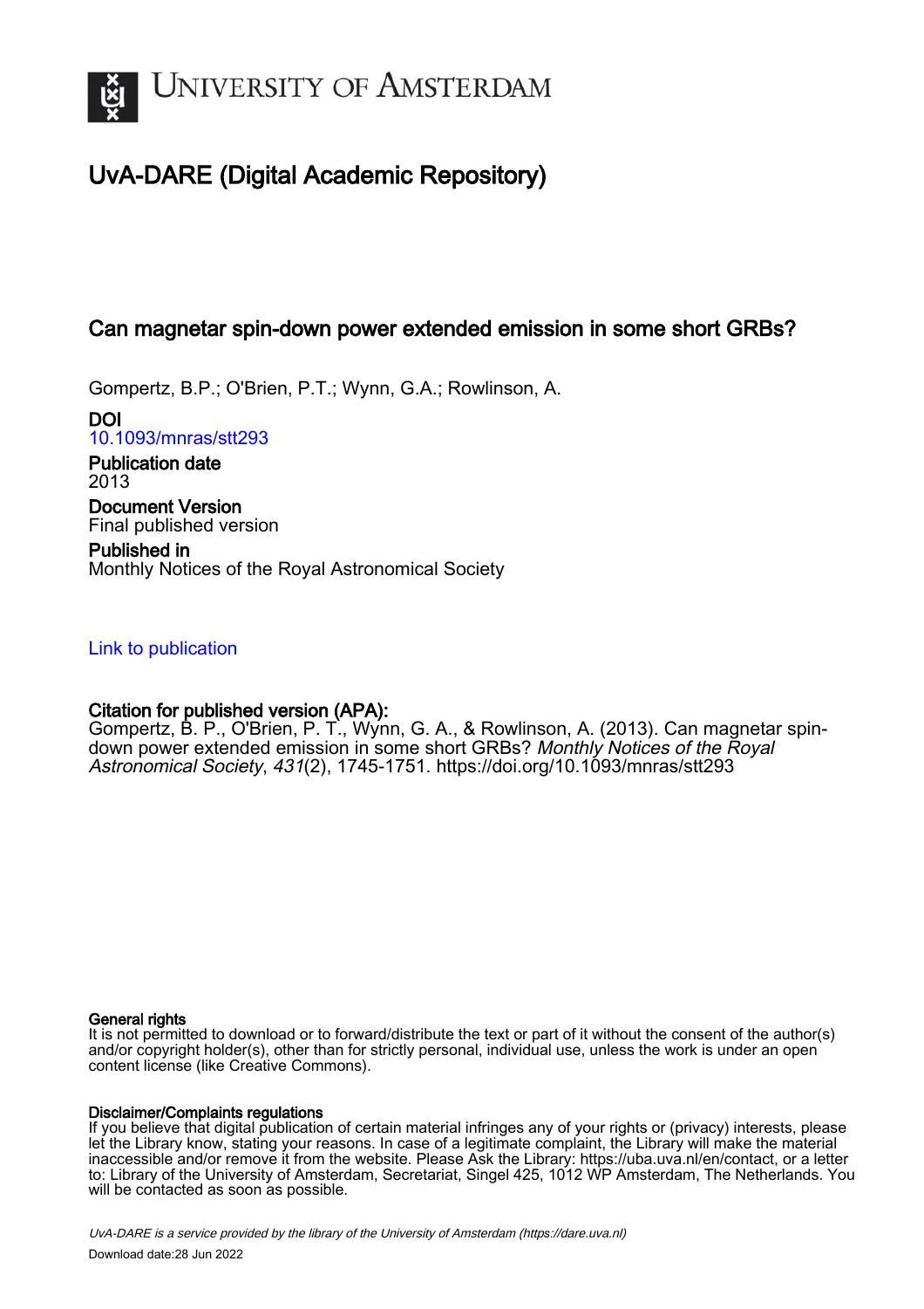# UNIVERSITY OF AMSTERDAM

## UvA-DARE (Digital Academic Repository)

### Can magnetar spin-down power extended emission in some short GRBs?

Gompertz, B.P.; O'Brien, P.T.; Wynn, G.A.; Rowlinson, A.

**DOI**
10.1093/mnras/stt293

**Publication date**
2013

**Document Version**
Final published version

**Published in**
Monthly Notices of the Royal Astronomical Society

Link to publication

**Citation for published version (APA):**
Gompertz, B. P., O'Brien, P. T., Wynn, G. A., & Rowlinson, A. (2013). Can magnetar spin-down power extended emission in some short GRBs? *Monthly Notices of the Royal Astronomical Society*, *431*(2), 1745-1751. https://doi.org/10.1093/mnras/stt293

**General rights**
It is not permitted to download or to forward/distribute the text or part of it without the consent of the author(s) and/or copyright holder(s), other than for strictly personal, individual use, unless the work is under an open content license (like Creative Commons).

**Disclaimer/Complaints regulations**
If you believe that digital publication of certain material infringes any of your rights or (privacy) interests, please let the Library know, stating your reasons. In case of a legitimate complaint, the Library will make the material inaccessible and/or remove it from the website. Please Ask the Library: https://uba.uva.nl/en/contact, or a letter to: Library of the University of Amsterdam, Secretariat, Singel 425, 1012 WP Amsterdam, The Netherlands. You will be contacted as soon as possible.

*UvA-DARE is a service provided by the library of the University of Amsterdam (https://dare.uva.nl)*

Download date:28 Jun 2022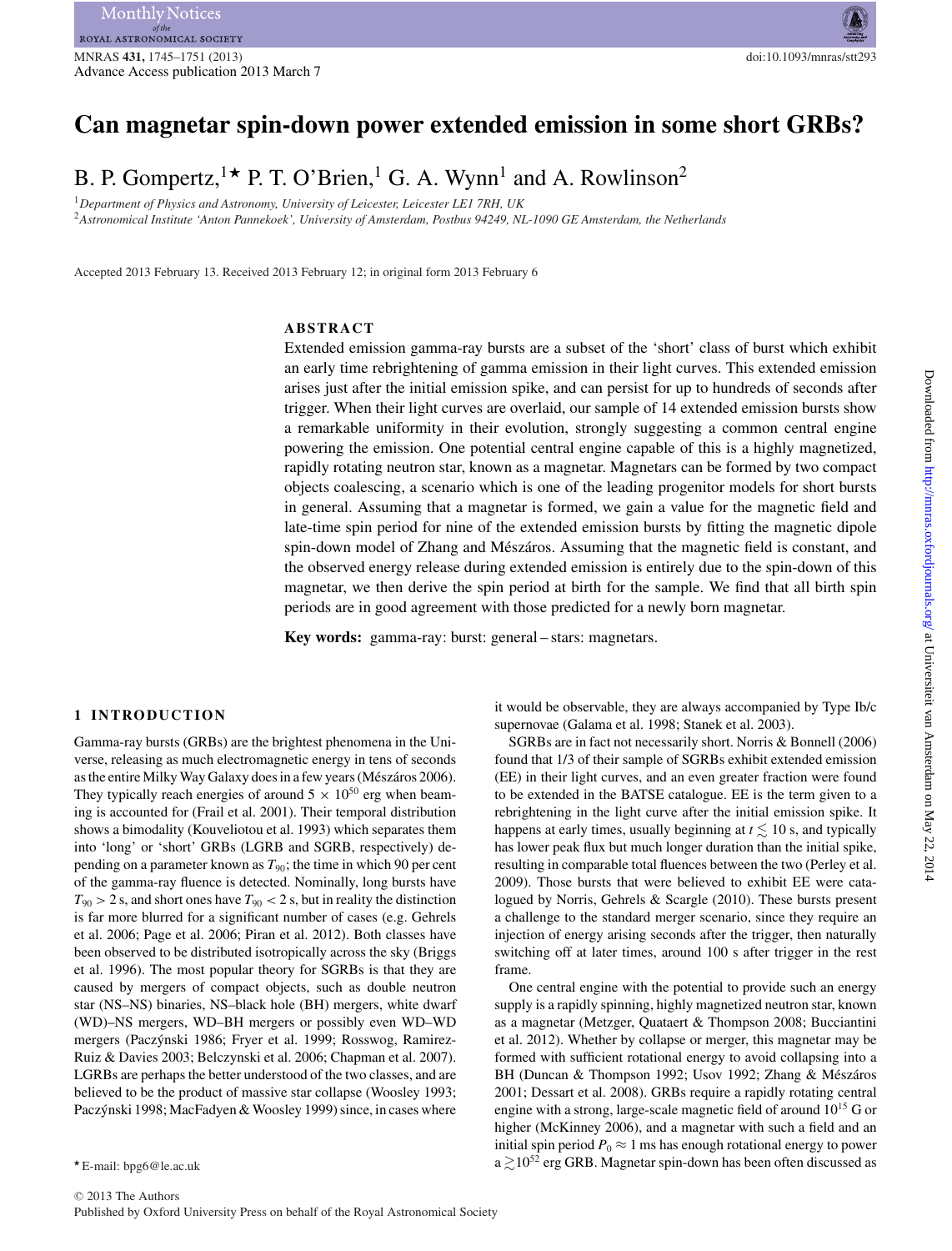# Can magnetar spin-down power extended emission in some short GRBs?

B. P. Gompertz,[1]★ P. T. O'Brien,[1] G. A. Wynn[1] and A. Rowlinson[2]

[1]*Department of Physics and Astronomy, University of Leicester, Leicester LE1 7RH, UK*

[2]*Astronomical Institute 'Anton Pannekoek', University of Amsterdam, Postbus 94249, NL-1090 GE Amsterdam, the Netherlands*

Accepted 2013 February 13. Received 2013 February 12; in original form 2013 February 6

## ABSTRACT

Extended emission gamma-ray bursts are a subset of the 'short' class of burst which exhibit an early time rebrightening of gamma emission in their light curves. This extended emission arises just after the initial emission spike, and can persist for up to hundreds of seconds after trigger. When their light curves are overlaid, our sample of 14 extended emission bursts show a remarkable uniformity in their evolution, strongly suggesting a common central engine powering the emission. One potential central engine capable of this is a highly magnetized, rapidly rotating neutron star, known as a magnetar. Magnetars can be formed by two compact objects coalescing, a scenario which is one of the leading progenitor models for short bursts in general. Assuming that a magnetar is formed, we gain a value for the magnetic field and late-time spin period for nine of the extended emission bursts by fitting the magnetic dipole spin-down model of Zhang and Mészáros. Assuming that the magnetic field is constant, and the observed energy release during extended emission is entirely due to the spin-down of this magnetar, we then derive the spin period at birth for the sample. We find that all birth spin periods are in good agreement with those predicted for a newly born magnetar.

**Key words:** gamma-ray: burst: general – stars: magnetars.

## 1 INTRODUCTION

Gamma-ray bursts (GRBs) are the brightest phenomena in the Universe, releasing as much electromagnetic energy in tens of seconds as the entire Milky Way Galaxy does in a few years (Mészáros 2006). They typically reach energies of around $5 \times 10^{50}$ erg when beaming is accounted for (Frail et al. 2001). Their temporal distribution shows a bimodality (Kouveliotou et al. 1993) which separates them into 'long' or 'short' GRBs (LGRB and SGRB, respectively) depending on a parameter known as $T_{90}$; the time in which 90 per cent of the gamma-ray fluence is detected. Nominally, long bursts have $T_{90} > 2$ s, and short ones have $T_{90} < 2$ s, but in reality the distinction is far more blurred for a significant number of cases (e.g. Gehrels et al. 2006; Page et al. 2006; Piran et al. 2012). Both classes have been observed to be distributed isotropically across the sky (Briggs et al. 1996). The most popular theory for SGRBs is that they are caused by mergers of compact objects, such as double neutron star (NS–NS) binaries, NS–black hole (BH) mergers, white dwarf (WD)–NS mergers, WD–BH mergers or possibly even WD–WD mergers (Paczýnski 1986; Fryer et al. 1999; Rosswog, Ramirez-Ruiz & Davies 2003; Belczynski et al. 2006; Chapman et al. 2007). LGRBs are perhaps the better understood of the two classes, and are believed to be the product of massive star collapse (Woosley 1993; Paczýnski 1998; MacFadyen & Woosley 1999) since, in cases where it would be observable, they are always accompanied by Type Ib/c supernovae (Galama et al. 1998; Stanek et al. 2003).

SGRBs are in fact not necessarily short. Norris & Bonnell (2006) found that 1/3 of their sample of SGRBs exhibit extended emission (EE) in their light curves, and an even greater fraction were found to be extended in the BATSE catalogue. EE is the term given to a rebrightening in the light curve after the initial emission spike. It happens at early times, usually beginning at $t \lesssim 10$ s, and typically has lower peak flux but much longer duration than the initial spike, resulting in comparable total fluences between the two (Perley et al. 2009). Those bursts that were believed to exhibit EE were catalogued by Norris, Gehrels & Scargle (2010). These bursts present a challenge to the standard merger scenario, since they require an injection of energy arising seconds after the trigger, then naturally switching off at later times, around 100 s after trigger in the rest frame.

One central engine with the potential to provide such an energy supply is a rapidly spinning, highly magnetized neutron star, known as a magnetar (Metzger, Quataert & Thompson 2008; Bucciantini et al. 2012). Whether by collapse or merger, this magnetar may be formed with sufficient rotational energy to avoid collapsing into a BH (Duncan & Thompson 1992; Usov 1992; Zhang & Mészáros 2001; Dessart et al. 2008). GRBs require a rapidly rotating central engine with a strong, large-scale magnetic field of around $10^{15}$ G or higher (McKinney 2006), and a magnetar with such a field and an initial spin period $P_0 \approx 1$ ms has enough rotational energy to power a $\gtrsim 10^{52}$ erg GRB. Magnetar spin-down has been often discussed as

★E-mail: bpg6@le.ac.uk

© 2013 The Authors
Published by Oxford University Press on behalf of the Royal Astronomical Society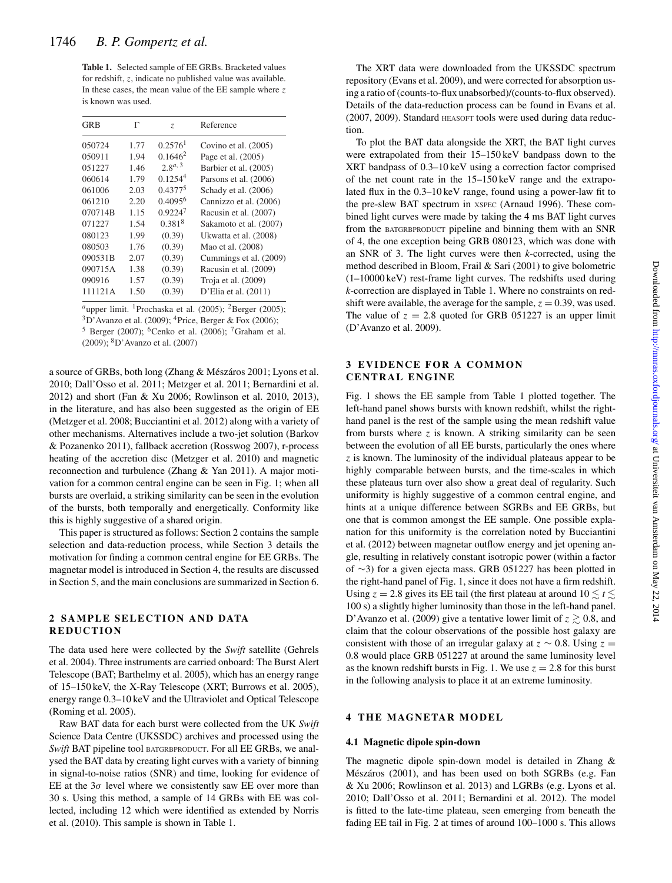**Table 1.** Selected sample of EE GRBs. Bracketed values for redshift, $z$, indicate no published value was available. In these cases, the mean value of the EE sample where $z$ is known was used.

| GRB | $\Gamma$ | $z$ | Reference |
|---|---|---|---|
| 050724 | 1.77 | 0.2576[1] | Covino et al. (2005) |
| 050911 | 1.94 | 0.1646[2] | Page et al. (2005) |
| 051227 | 1.46 | 2.8[a, 3] | Barbier et al. (2005) |
| 060614 | 1.79 | 0.1254[4] | Parsons et al. (2006) |
| 061006 | 2.03 | 0.4377[5] | Schady et al. (2006) |
| 061210 | 2.20 | 0.4095[6] | Cannizzo et al. (2006) |
| 070714B | 1.15 | 0.9224[7] | Racusin et al. (2007) |
| 071227 | 1.54 | 0.381[8] | Sakamoto et al. (2007) |
| 080123 | 1.99 | (0.39) | Ukwatta et al. (2008) |
| 080503 | 1.76 | (0.39) | Mao et al. (2008) |
| 090531B | 2.07 | (0.39) | Cummings et al. (2009) |
| 090715A | 1.38 | (0.39) | Racusin et al. (2009) |
| 090916 | 1.57 | (0.39) | Troja et al. (2009) |
| 111121A | 1.50 | (0.39) | D'Elia et al. (2011) |

[a]upper limit. [1]Prochaska et al. (2005); [2]Berger (2005); [3]D'Avanzo et al. (2009); [4]Price, Berger & Fox (2006); [5] Berger (2007); [6]Cenko et al. (2006); [7]Graham et al. (2009); [8]D'Avanzo et al. (2007)

a source of GRBs, both long (Zhang & Mészáros 2001; Lyons et al. 2010; Dall'Osso et al. 2011; Metzger et al. 2011; Bernardini et al. 2012) and short (Fan & Xu 2006; Rowlinson et al. 2010, 2013), in the literature, and has also been suggested as the origin of EE (Metzger et al. 2008; Bucciantini et al. 2012) along with a variety of other mechanisms. Alternatives include a two-jet solution (Barkov & Pozanenko 2011), fallback accretion (Rosswog 2007), r-process heating of the accretion disc (Metzger et al. 2010) and magnetic reconnection and turbulence (Zhang & Yan 2011). A major motivation for a common central engine can be seen in Fig. 1; when all bursts are overlaid, a striking similarity can be seen in the evolution of the bursts, both temporally and energetically. Conformity like this is highly suggestive of a shared origin.

This paper is structured as follows: Section 2 contains the sample selection and data-reduction process, while Section 3 details the motivation for finding a common central engine for EE GRBs. The magnetar model is introduced in Section 4, the results are discussed in Section 5, and the main conclusions are summarized in Section 6.

## 2 SAMPLE SELECTION AND DATA REDUCTION

The data used here were collected by the *Swift* satellite (Gehrels et al. 2004). Three instruments are carried onboard: The Burst Alert Telescope (BAT; Barthelmy et al. 2005), which has an energy range of 15–150 keV, the X-Ray Telescope (XRT; Burrows et al. 2005), energy range 0.3–10 keV and the Ultraviolet and Optical Telescope (Roming et al. 2005).

Raw BAT data for each burst were collected from the UK *Swift* Science Data Centre (UKSSDC) archives and processed using the *Swift* BAT pipeline tool BATGRBPRODUCT. For all EE GRBs, we analysed the BAT data by creating light curves with a variety of binning in signal-to-noise ratios (SNR) and time, looking for evidence of EE at the $3\sigma$ level where we consistently saw EE over more than 30 s. Using this method, a sample of 14 GRBs with EE was collected, including 12 which were identified as extended by Norris et al. (2010). This sample is shown in Table 1.

The XRT data were downloaded from the UKSSDC spectrum repository (Evans et al. 2009), and were corrected for absorption using a ratio of (counts-to-flux unabsorbed)/(counts-to-flux observed). Details of the data-reduction process can be found in Evans et al. (2007, 2009). Standard HEASOFT tools were used during data reduction.

To plot the BAT data alongside the XRT, the BAT light curves were extrapolated from their 15–150 keV bandpass down to the XRT bandpass of 0.3–10 keV using a correction factor comprised of the net count rate in the 15–150 keV range and the extrapolated flux in the 0.3–10 keV range, found using a power-law fit to the pre-slew BAT spectrum in XSPEC (Arnaud 1996). These combined light curves were made by taking the 4 ms BAT light curves from the BATGRBPRODUCT pipeline and binning them with an SNR of 4, the one exception being GRB 080123, which was done with an SNR of 3. The light curves were then $k$-corrected, using the method described in Bloom, Frail & Sari (2001) to give bolometric (1–10000 keV) rest-frame light curves. The redshifts used during $k$-correction are displayed in Table 1. Where no constraints on redshift were available, the average for the sample, $z = 0.39$, was used. The value of $z = 2.8$ quoted for GRB 051227 is an upper limit (D'Avanzo et al. 2009).

## 3 EVIDENCE FOR A COMMON CENTRAL ENGINE

Fig. 1 shows the EE sample from Table 1 plotted together. The left-hand panel shows bursts with known redshift, whilst the right-hand panel is the rest of the sample using the mean redshift value from bursts where $z$ is known. A striking similarity can be seen between the evolution of all EE bursts, particularly the ones where $z$ is known. The luminosity of the individual plateaus appear to be highly comparable between bursts, and the time-scales in which these plateaus turn over also show a great deal of regularity. Such uniformity is highly suggestive of a common central engine, and hints at a unique difference between SGRBs and EE GRBs, but one that is common amongst the EE sample. One possible explanation for this uniformity is the correlation noted by Bucciantini et al. (2012) between magnetar outflow energy and jet opening angle, resulting in relatively constant isotropic power (within a factor of $\sim$3) for a given ejecta mass. GRB 051227 has been plotted in the right-hand panel of Fig. 1, since it does not have a firm redshift. Using $z = 2.8$ gives its EE tail (the first plateau at around $10 \lesssim t \lesssim 100$ s) a slightly higher luminosity than those in the left-hand panel. D'Avanzo et al. (2009) give a tentative lower limit of $z \gtrsim 0.8$, and claim that the colour observations of the possible host galaxy are consistent with those of an irregular galaxy at $z \sim 0.8$. Using $z = 0.8$ would place GRB 051227 at around the same luminosity level as the known redshift bursts in Fig. 1. We use $z = 2.8$ for this burst in the following analysis to place it at an extreme luminosity.

## 4 THE MAGNETAR MODEL

### 4.1 Magnetic dipole spin-down

The magnetic dipole spin-down model is detailed in Zhang & Mészáros (2001), and has been used on both SGRBs (e.g. Fan & Xu 2006; Rowlinson et al. 2013) and LGRBs (e.g. Lyons et al. 2010; Dall'Osso et al. 2011; Bernardini et al. 2012). The model is fitted to the late-time plateau, seen emerging from beneath the fading EE tail in Fig. 2 at times of around 100–1000 s. This allows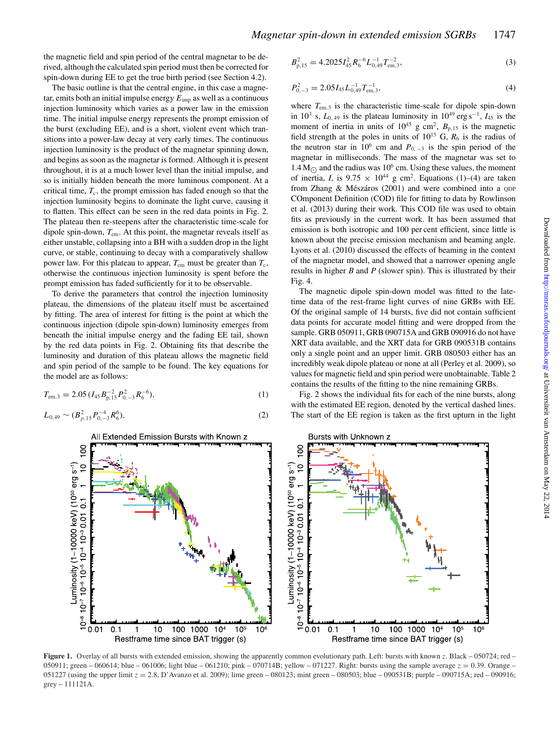the magnetic field and spin period of the central magnetar to be derived, although the calculated spin period must then be corrected for spin-down during EE to get the true birth period (see Section 4.2).

The basic outline is that the central engine, in this case a magnetar, emits both an initial impulse energy $E_{\mathrm{imp}}$ as well as a continuous injection luminosity which varies as a power law in the emission time. The initial impulse energy represents the prompt emission of the burst (excluding EE), and is a short, violent event which transitions into a power-law decay at very early times. The continuous injection luminosity is the product of the magnetar spinning down, and begins as soon as the magnetar is formed. Although it is present throughout, it is at a much lower level than the initial impulse, and so is initially hidden beneath the more luminous component. At a critical time, $T_{\mathrm{c}}$, the prompt emission has faded enough so that the injection luminosity begins to dominate the light curve, causing it to flatten. This effect can be seen in the red data points in Fig. 2. The plateau then re-steepens after the characteristic time-scale for dipole spin-down, $T_{\mathrm{em}}$. At this point, the magnetar reveals itself as either unstable, collapsing into a BH with a sudden drop in the light curve, or stable, continuing to decay with a comparatively shallow power law. For this plateau to appear, $T_{\mathrm{em}}$ must be greater than $T_{\mathrm{c}}$, otherwise the continuous injection luminosity is spent before the prompt emission has faded sufficiently for it to be observable.

To derive the parameters that control the injection luminosity plateau, the dimensions of the plateau itself must be ascertained by fitting. The area of interest for fitting is the point at which the continuous injection (dipole spin-down) luminosity emerges from beneath the initial impulse energy and the fading EE tail, shown by the red data points in Fig. 2. Obtaining fits that describe the luminosity and duration of this plateau allows the magnetic field and spin period of the sample to be found. The key equations for the model are as follows:

$$T_{\mathrm{em},3} = 2.05\,(I_{45}B_{\mathrm{p},15}^{-2}P_{0,-3}^{2}R_{6}^{-6}), \tag{1}$$

$$L_{0,49} \sim (B_{p,15}^{2}P_{0,-3}^{-4}R_{6}^{6}), \tag{2}$$

$$B_{\mathrm{p},15}^{2} = 4.2025 I_{45}^{2}R_{6}^{-6}L_{0,49}^{-1}T_{\mathrm{em},3}^{-2}, \tag{3}$$

$$P_{0,-3}^{2} = 2.05 I_{45}L_{0,49}^{-1}T_{\mathrm{em},3}^{-1}, \tag{4}$$

where $T_{\mathrm{em},3}$ is the characteristic time-scale for dipole spin-down in $10^{3}$ s, $L_{0,49}$ is the plateau luminosity in $10^{49}$ erg s$^{-1}$, $I_{45}$ is the moment of inertia in units of $10^{45}$ g cm$^{2}$, $B_{\mathrm{p},15}$ is the magnetic field strength at the poles in units of $10^{15}$ G, $R_{6}$ is the radius of the neutron star in $10^{6}$ cm and $P_{0,-3}$ is the spin period of the magnetar in milliseconds. The mass of the magnetar was set to 1.4 M$_{\odot}$ and the radius was $10^{6}$ cm. Using these values, the moment of inertia, $I$, is $9.75 \times 10^{44}$ g cm$^{2}$. Equations (1)–(4) are taken from Zhang & Mészáros (2001) and were combined into a QDP COmponent Definition (COD) file for fitting to data by Rowlinson et al. (2013) during their work. This COD file was used to obtain fits as previously in the current work. It has been assumed that emission is both isotropic and 100 per cent efficient, since little is known about the precise emission mechanism and beaming angle. Lyons et al. (2010) discussed the effects of beaming in the context of the magnetar model, and showed that a narrower opening angle results in higher $B$ and $P$ (slower spin). This is illustrated by their Fig. 4.

The magnetic dipole spin-down model was fitted to the late-time data of the rest-frame light curves of nine GRBs with EE. Of the original sample of 14 bursts, five did not contain sufficient data points for accurate model fitting and were dropped from the sample. GRB 050911, GRB 090715A and GRB 090916 do not have XRT data available, and the XRT data for GRB 090531B contains only a single point and an upper limit. GRB 080503 either has an incredibly weak dipole plateau or none at all (Perley et al. 2009), so values for magnetic field and spin period were unobtainable. Table 2 contains the results of the fitting to the nine remaining GRBs.

Fig. 2 shows the individual fits for each of the nine bursts, along with the estimated EE region, denoted by the vertical dashed lines. The start of the EE region is taken as the first upturn in the light

**Figure 1.** Overlay of all bursts with extended emission, showing the apparently common evolutionary path. Left: bursts with known $z$. Black – 050724; red – 050911; green – 060614; blue – 061006; light blue – 061210; pink – 070714B; yellow – 071227. Right: bursts using the sample average $z = 0.39$. Orange – 051227 (using the upper limit $z = 2.8$, D'Avanzo et al. 2009); lime green – 080123; mint green – 080503; blue – 090531B; purple – 090715A; red – 090916; grey – 111121A.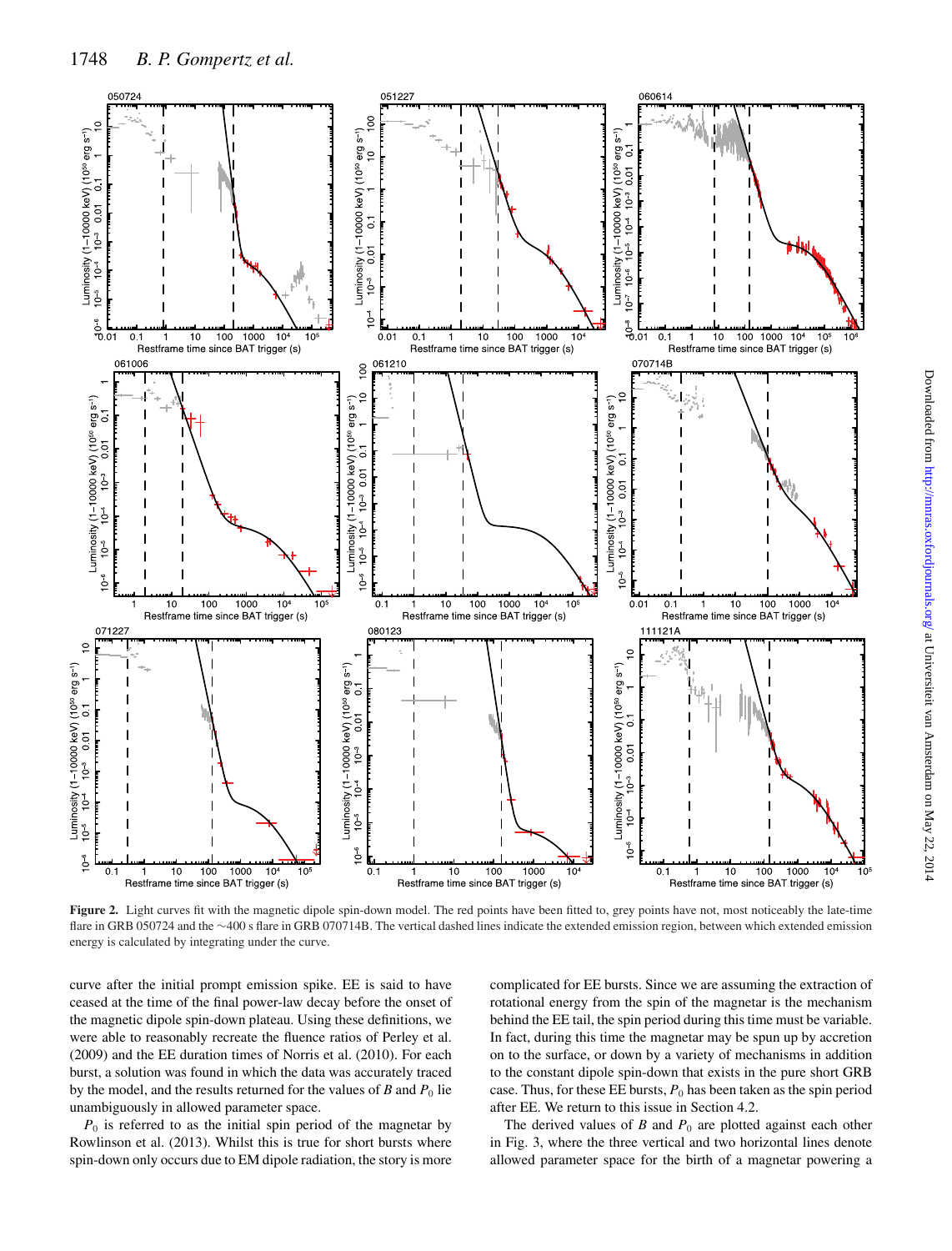**Figure 2.** Light curves fit with the magnetic dipole spin-down model. The red points have been fitted to, grey points have not, most noticeably the late-time flare in GRB 050724 and the ∼400 s flare in GRB 070714B. The vertical dashed lines indicate the extended emission region, between which extended emission energy is calculated by integrating under the curve.

curve after the initial prompt emission spike. EE is said to have ceased at the time of the final power-law decay before the onset of the magnetic dipole spin-down plateau. Using these definitions, we were able to reasonably recreate the fluence ratios of Perley et al. (2009) and the EE duration times of Norris et al. (2010). For each burst, a solution was found in which the data was accurately traced by the model, and the results returned for the values of $B$ and $P_0$ lie unambiguously in allowed parameter space.

$P_0$ is referred to as the initial spin period of the magnetar by Rowlinson et al. (2013). Whilst this is true for short bursts where spin-down only occurs due to EM dipole radiation, the story is more complicated for EE bursts. Since we are assuming the extraction of rotational energy from the spin of the magnetar is the mechanism behind the EE tail, the spin period during this time must be variable. In fact, during this time the magnetar may be spun up by accretion on to the surface, or down by a variety of mechanisms in addition to the constant dipole spin-down that exists in the pure short GRB case. Thus, for these EE bursts, $P_0$ has been taken as the spin period after EE. We return to this issue in Section 4.2.

The derived values of $B$ and $P_0$ are plotted against each other in Fig. 3, where the three vertical and two horizontal lines denote allowed parameter space for the birth of a magnetar powering a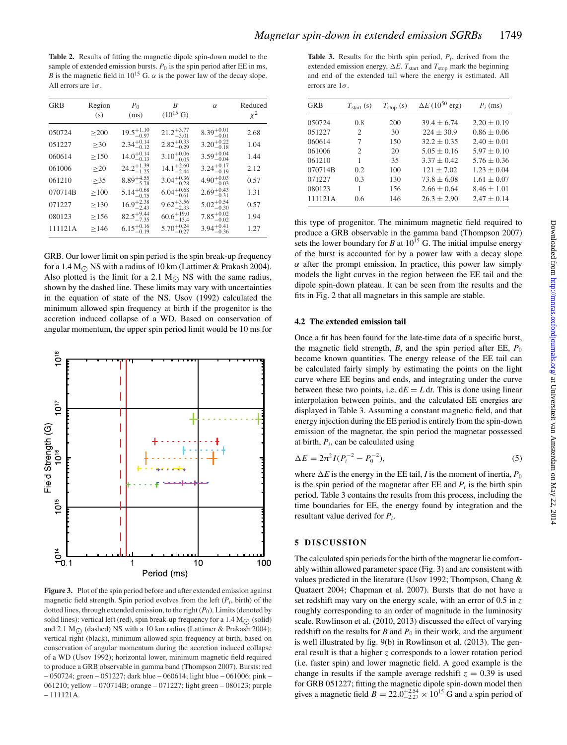**Table 2.** Results of fitting the magnetic dipole spin-down model to the sample of extended emission bursts. $P_0$ is the spin period after EE in ms, $B$ is the magnetic field in $10^{15}$ G. $\alpha$ is the power law of the decay slope. All errors are $1\sigma$.

| GRB | Region (s) | $P_0$ (ms) | $B$ ($10^{15}$ G) | $\alpha$ | Reduced $\chi^2$ |
|---|---|---|---|---|---|
| 050724 | $\geq$200 | $19.5^{+1.10}_{-0.97}$ | $21.2^{+3.77}_{-3.01}$ | $8.39^{+0.01}_{-0.01}$ | 2.68 |
| 051227 | $\geq$30 | $2.34^{+0.14}_{-0.12}$ | $2.82^{+0.33}_{-0.29}$ | $3.20^{+0.22}_{-0.18}$ | 1.04 |
| 060614 | $\geq$150 | $14.0^{+0.14}_{-0.13}$ | $3.10^{+0.06}_{-0.05}$ | $3.59^{+0.04}_{-0.04}$ | 1.44 |
| 061006 | $\geq$20 | $24.2^{+1.39}_{-1.25}$ | $14.1^{+2.60}_{-2.44}$ | $3.24^{+0.17}_{-0.19}$ | 2.12 |
| 061210 | $\geq$35 | $8.89^{+4.55}_{-5.78}$ | $3.04^{+0.36}_{-0.28}$ | $4.90^{+0.03}_{-0.03}$ | 0.57 |
| 070714B | $\geq$100 | $5.14^{+0.68}_{-0.75}$ | $6.04^{+0.68}_{-0.61}$ | $2.69^{+0.43}_{-0.31}$ | 1.31 |
| 071227 | $\geq$130 | $16.9^{+2.38}_{-2.43}$ | $9.62^{+3.56}_{-2.33}$ | $5.02^{+0.54}_{-0.30}$ | 0.57 |
| 080123 | $\geq$156 | $82.5^{+9.44}_{-7.35}$ | $60.6^{+19.0}_{-13.4}$ | $7.85^{+0.02}_{-0.02}$ | 1.94 |
| 111121A | $\geq$146 | $6.15^{+0.16}_{-0.19}$ | $5.70^{+0.24}_{-0.27}$ | $3.94^{+0.41}_{-0.36}$ | 1.27 |

GRB. Our lower limit on spin period is the spin break-up frequency for a 1.4 $M_\odot$ NS with a radius of 10 km (Lattimer & Prakash 2004). Also plotted is the limit for a 2.1 $M_\odot$ NS with the same radius, shown by the dashed line. These limits may vary with uncertainties in the equation of state of the NS. Usov (1992) calculated the minimum allowed spin frequency at birth if the progenitor is the accretion induced collapse of a WD. Based on conservation of angular momentum, the upper spin period limit would be 10 ms for this type of progenitor. The minimum magnetic field required to produce a GRB observable in the gamma band (Thompson 2007) sets the lower boundary for $B$ at $10^{15}$ G. The initial impulse energy of the burst is accounted for by a power law with a decay slope $\alpha$ after the prompt emission. In practice, this power law simply models the light curves in the region between the EE tail and the dipole spin-down plateau. It can be seen from the results and the fits in Fig. 2 that all magnetars in this sample are stable.

**Figure 3.** Plot of the spin period before and after extended emission against magnetic field strength. Spin period evolves from the left ($P_i$, birth) of the dotted lines, through extended emission, to the right ($P_0$). Limits (denoted by solid lines): vertical left (red), spin break-up frequency for a 1.4 $M_\odot$ (solid) and 2.1 $M_\odot$ (dashed) NS with a 10 km radius (Lattimer & Prakash 2004); vertical right (black), minimum allowed spin frequency at birth, based on conservation of angular momentum during the accretion induced collapse of a WD (Usov 1992); horizontal lower, minimum magnetic field required to produce a GRB observable in gamma band (Thompson 2007). Bursts: red – 050724; green – 051227; dark blue – 060614; light blue – 061006; pink – 061210; yellow – 070714B; orange – 071227; light green – 080123; purple – 111121A.

**Table 3.** Results for the birth spin period, $P_i$, derived from the extended emission energy, $\Delta E$. $T_{\text{start}}$ and $T_{\text{stop}}$ mark the beginning and end of the extended tail where the energy is estimated. All errors are $1\sigma$.

| GRB | $T_{\text{start}}$ (s) | $T_{\text{stop}}$ (s) | $\Delta E$ ($10^{50}$ erg) | $P_i$ (ms) |
|---|---|---|---|---|
| 050724 | 0.8 | 200 | $39.4 \pm 6.74$ | $2.20 \pm 0.19$ |
| 051227 | 2 | 30 | $224 \pm 30.9$ | $0.86 \pm 0.06$ |
| 060614 | 7 | 150 | $32.2 \pm 0.35$ | $2.40 \pm 0.01$ |
| 061006 | 2 | 20 | $5.05 \pm 0.16$ | $5.97 \pm 0.10$ |
| 061210 | 1 | 35 | $3.37 \pm 0.42$ | $5.76 \pm 0.36$ |
| 070714B | 0.2 | 100 | $121 \pm 7.02$ | $1.23 \pm 0.04$ |
| 071227 | 0.3 | 130 | $73.8 \pm 6.08$ | $1.61 \pm 0.07$ |
| 080123 | 1 | 156 | $2.66 \pm 0.64$ | $8.46 \pm 1.01$ |
| 111121A | 0.6 | 146 | $26.3 \pm 2.90$ | $2.47 \pm 0.14$ |

### 4.2 The extended emission tail

Once a fit has been found for the late-time data of a specific burst, the magnetic field strength, $B$, and the spin period after EE, $P_0$ become known quantities. The energy release of the EE tail can be calculated fairly simply by estimating the points on the light curve where EE begins and ends, and integrating under the curve between these two points, i.e. $\mathrm{d}E = L\,\mathrm{d}t$. This is done using linear interpolation between points, and the calculated EE energies are displayed in Table 3. Assuming a constant magnetic field, and that energy injection during the EE period is entirely from the spin-down emission of the magnetar, the spin period the magnetar possessed at birth, $P_i$, can be calculated using

$$\Delta E = 2\pi^2 I (P_i^{-2} - P_0^{-2}), \tag{5}$$

where $\Delta E$ is the energy in the EE tail, $I$ is the moment of inertia, $P_0$ is the spin period of the magnetar after EE and $P_i$ is the birth spin period. Table 3 contains the results from this process, including the time boundaries for EE, the energy found by integration and the resultant value derived for $P_i$.

## 5 DISCUSSION

The calculated spin periods for the birth of the magnetar lie comfortably within allowed parameter space (Fig. 3) and are consistent with values predicted in the literature (Usov 1992; Thompson, Chang & Quataert 2004; Chapman et al. 2007). Bursts that do not have a set redshift may vary on the energy scale, with an error of 0.5 in $z$ roughly corresponding to an order of magnitude in the luminosity scale. Rowlinson et al. (2010, 2013) discussed the effect of varying redshift on the results for $B$ and $P_0$ in their work, and the argument is well illustrated by fig. 9(b) in Rowlinson et al. (2013). The general result is that a higher $z$ corresponds to a lower rotation period (i.e. faster spin) and lower magnetic field. A good example is the change in results if the sample average redshift $z = 0.39$ is used for GRB 051227; fitting the magnetic dipole spin-down model then gives a magnetic field $B = 22.0^{+2.54}_{-2.27} \times 10^{15}$ G and a spin period of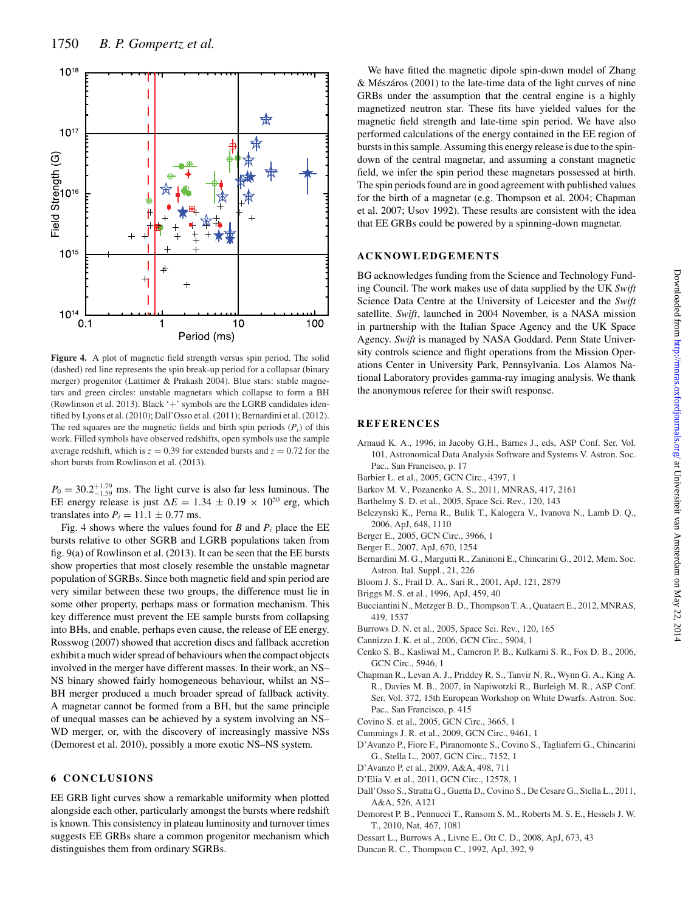Figure 4. A plot of magnetic field strength versus spin period. The solid (dashed) red line represents the spin break-up period for a collapsar (binary merger) progenitor (Lattimer & Prakash 2004). Blue stars: stable magnetars and green circles: unstable magnetars which collapse to form a BH (Rowlinson et al. 2013). Black '+' symbols are the LGRB candidates identified by Lyons et al. (2010); Dall'Osso et al. (2011); Bernardini et al. (2012). The red squares are the magnetic fields and birth spin periods ($P_i$) of this work. Filled symbols have observed redshifts, open symbols use the sample average redshift, which is $z = 0.39$ for extended bursts and $z = 0.72$ for the short bursts from Rowlinson et al. (2013).

$P_0 = 30.2^{+1.79}_{-1.59}$ ms. The light curve is also far less luminous. The EE energy release is just $\Delta E = 1.34 \pm 0.19 \times 10^{50}$ erg, which translates into $P_i = 11.1 \pm 0.77$ ms.

Fig. 4 shows where the values found for $B$ and $P_i$ place the EE bursts relative to other SGRB and LGRB populations taken from fig. 9(a) of Rowlinson et al. (2013). It can be seen that the EE bursts show properties that most closely resemble the unstable magnetar population of SGRBs. Since both magnetic field and spin period are very similar between these two groups, the difference must lie in some other property, perhaps mass or formation mechanism. This key difference must prevent the EE sample bursts from collapsing into BHs, and enable, perhaps even cause, the release of EE energy. Rosswog (2007) showed that accretion discs and fallback accretion exhibit a much wider spread of behaviours when the compact objects involved in the merger have different masses. In their work, an NS–NS binary showed fairly homogeneous behaviour, whilst an NS–BH merger produced a much broader spread of fallback activity. A magnetar cannot be formed from a BH, but the same principle of unequal masses can be achieved by a system involving an NS–WD merger, or, with the discovery of increasingly massive NSs (Demorest et al. 2010), possibly a more exotic NS–NS system.

## 6 CONCLUSIONS

EE GRB light curves show a remarkable uniformity when plotted alongside each other, particularly amongst the bursts where redshift is known. This consistency in plateau luminosity and turnover times suggests EE GRBs share a common progenitor mechanism which distinguishes them from ordinary SGRBs.

We have fitted the magnetic dipole spin-down model of Zhang & Mészáros (2001) to the late-time data of the light curves of nine GRBs under the assumption that the central engine is a highly magnetized neutron star. These fits have yielded values for the magnetic field strength and late-time spin period. We have also performed calculations of the energy contained in the EE region of bursts in this sample. Assuming this energy release is due to the spin-down of the central magnetar, and assuming a constant magnetic field, we infer the spin period these magnetars possessed at birth. The spin periods found are in good agreement with published values for the birth of a magnetar (e.g. Thompson et al. 2004; Chapman et al. 2007; Usov 1992). These results are consistent with the idea that EE GRBs could be powered by a spinning-down magnetar.

## ACKNOWLEDGEMENTS

BG acknowledges funding from the Science and Technology Funding Council. The work makes use of data supplied by the UK *Swift* Science Data Centre at the University of Leicester and the *Swift* satellite. *Swift*, launched in 2004 November, is a NASA mission in partnership with the Italian Space Agency and the UK Space Agency. *Swift* is managed by NASA Goddard. Penn State University controls science and flight operations from the Mission Operations Center in University Park, Pennsylvania. Los Alamos National Laboratory provides gamma-ray imaging analysis. We thank the anonymous referee for their swift response.

## REFERENCES

Arnaud K. A., 1996, in Jacoby G.H., Barnes J., eds, ASP Conf. Ser. Vol. 101, Astronomical Data Analysis Software and Systems V. Astron. Soc. Pac., San Francisco, p. 17

Barbier L. et al., 2005, GCN Circ., 4397, 1

Barkov M. V., Pozanenko A. S., 2011, MNRAS, 417, 2161

Barthelmy S. D. et al., 2005, Space Sci. Rev., 120, 143

Belczynski K., Perna R., Bulik T., Kalogera V., Ivanova N., Lamb D. Q., 2006, ApJ, 648, 1110

Berger E., 2005, GCN Circ., 3966, 1

Berger E., 2007, ApJ, 670, 1254

Bernardini M. G., Margutti R., Zaninoni E., Chincarini G., 2012, Mem. Soc. Astron. Ital. Suppl., 21, 226

Bloom J. S., Frail D. A., Sari R., 2001, ApJ, 121, 2879

Briggs M. S. et al., 1996, ApJ, 459, 40

Bucciantini N., Metzger B. D., Thompson T. A., Quataert E., 2012, MNRAS, 419, 1537

Burrows D. N. et al., 2005, Space Sci. Rev., 120, 165

Cannizzo J. K. et al., 2006, GCN Circ., 5904, 1

Cenko S. B., Kasliwal M., Cameron P. B., Kulkarni S. R., Fox D. B., 2006, GCN Circ., 5946, 1

Chapman R., Levan A. J., Priddey R. S., Tanvir N. R., Wynn G. A., King A. R., Davies M. B., 2007, in Napiwotzki R., Burleigh M. R., ASP Conf. Ser. Vol. 372, 15th European Workshop on White Dwarfs. Astron. Soc. Pac., San Francisco, p. 415

Covino S. et al., 2005, GCN Circ., 3665, 1

Cummings J. R. et al., 2009, GCN Circ., 9461, 1

D'Avanzo P., Fiore F., Piranomonte S., Covino S., Tagliaferri G., Chincarini G., Stella L., 2007, GCN Circ., 7152, 1

D'Avanzo P. et al., 2009, A&A, 498, 711

D'Elia V. et al., 2011, GCN Circ., 12578, 1

Dall'Osso S., Stratta G., Guetta D., Covino S., De Cesare G., Stella L., 2011, A&A, 526, A121

Demorest P. B., Pennucci T., Ransom S. M., Roberts M. S. E., Hessels J. W. T., 2010, Nat, 467, 1081

Dessart L., Burrows A., Livne E., Ott C. D., 2008, ApJ, 673, 43

Duncan R. C., Thompson C., 1992, ApJ, 392, 9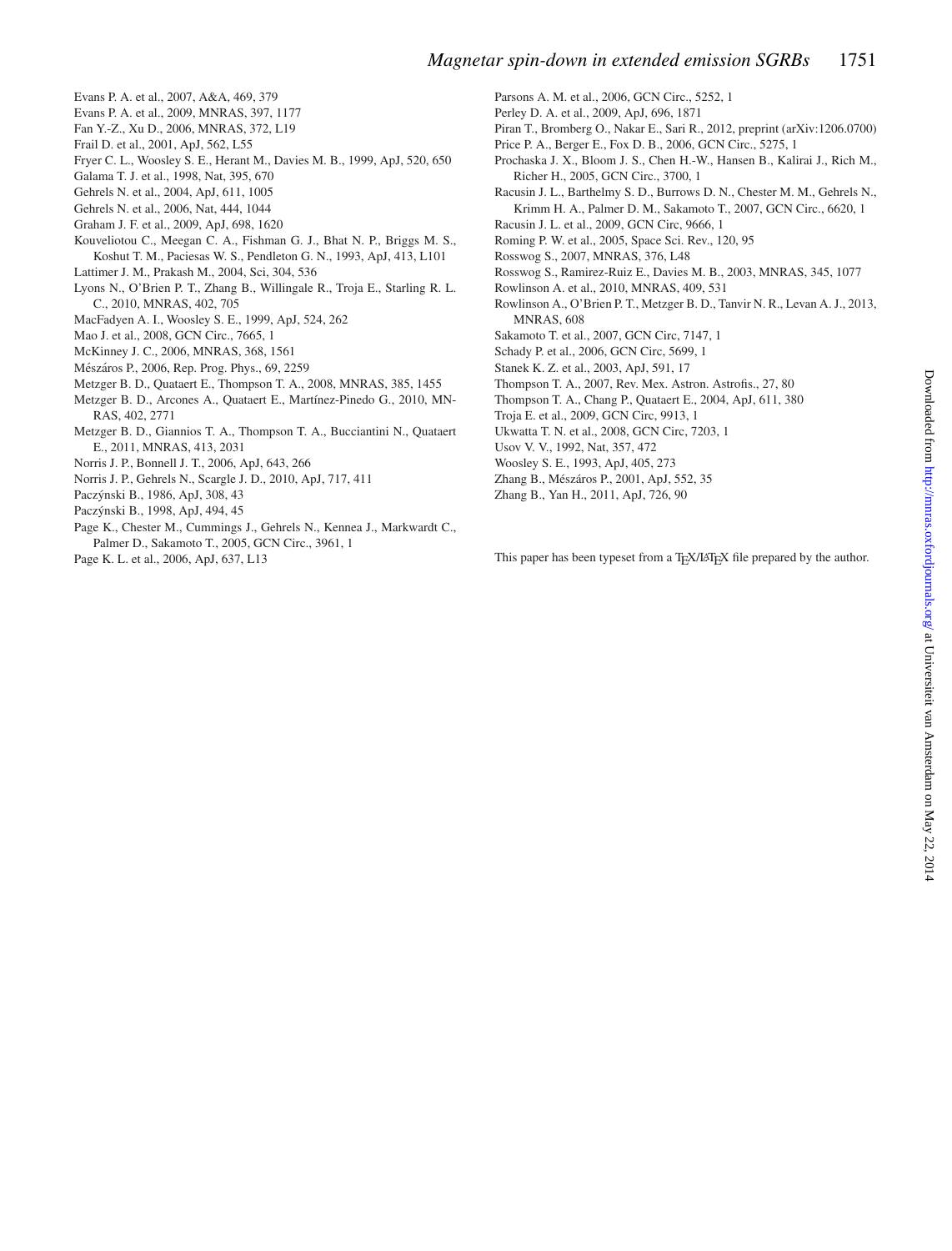Evans P. A. et al., 2007, A&A, 469, 379

Evans P. A. et al., 2009, MNRAS, 397, 1177

Fan Y.-Z., Xu D., 2006, MNRAS, 372, L19

Frail D. et al., 2001, ApJ, 562, L55

Fryer C. L., Woosley S. E., Herant M., Davies M. B., 1999, ApJ, 520, 650

Galama T. J. et al., 1998, Nat, 395, 670

Gehrels N. et al., 2004, ApJ, 611, 1005

Gehrels N. et al., 2006, Nat, 444, 1044

Graham J. F. et al., 2009, ApJ, 698, 1620

Kouveliotou C., Meegan C. A., Fishman G. J., Bhat N. P., Briggs M. S., Koshut T. M., Paciesas W. S., Pendleton G. N., 1993, ApJ, 413, L101

Lattimer J. M., Prakash M., 2004, Sci, 304, 536

Lyons N., O'Brien P. T., Zhang B., Willingale R., Troja E., Starling R. L. C., 2010, MNRAS, 402, 705

MacFadyen A. I., Woosley S. E., 1999, ApJ, 524, 262

Mao J. et al., 2008, GCN Circ., 7665, 1

McKinney J. C., 2006, MNRAS, 368, 1561

Mészáros P., 2006, Rep. Prog. Phys., 69, 2259

Metzger B. D., Quataert E., Thompson T. A., 2008, MNRAS, 385, 1455

Metzger B. D., Arcones A., Quataert E., Martínez-Pinedo G., 2010, MNRAS, 402, 2771

Metzger B. D., Giannios T. A., Thompson T. A., Bucciantini N., Quataert E., 2011, MNRAS, 413, 2031

Norris J. P., Bonnell J. T., 2006, ApJ, 643, 266

Norris J. P., Gehrels N., Scargle J. D., 2010, ApJ, 717, 411

Paczýnski B., 1986, ApJ, 308, 43

Paczýnski B., 1998, ApJ, 494, 45

Page K., Chester M., Cummings J., Gehrels N., Kennea J., Markwardt C., Palmer D., Sakamoto T., 2005, GCN Circ., 3961, 1

Page K. L. et al., 2006, ApJ, 637, L13

Parsons A. M. et al., 2006, GCN Circ., 5252, 1

Perley D. A. et al., 2009, ApJ, 696, 1871

Piran T., Bromberg O., Nakar E., Sari R., 2012, preprint (arXiv:1206.0700)

Price P. A., Berger E., Fox D. B., 2006, GCN Circ., 5275, 1

Prochaska J. X., Bloom J. S., Chen H.-W., Hansen B., Kalirai J., Rich M., Richer H., 2005, GCN Circ., 3700, 1

Racusin J. L., Barthelmy S. D., Burrows D. N., Chester M. M., Gehrels N., Krimm H. A., Palmer D. M., Sakamoto T., 2007, GCN Circ., 6620, 1

Racusin J. L. et al., 2009, GCN Circ, 9666, 1

Roming P. W. et al., 2005, Space Sci. Rev., 120, 95

Rosswog S., 2007, MNRAS, 376, L48

Rosswog S., Ramirez-Ruiz E., Davies M. B., 2003, MNRAS, 345, 1077

Rowlinson A. et al., 2010, MNRAS, 409, 531

Rowlinson A., O'Brien P. T., Metzger B. D., Tanvir N. R., Levan A. J., 2013, MNRAS, 608

Sakamoto T. et al., 2007, GCN Circ, 7147, 1

Schady P. et al., 2006, GCN Circ, 5699, 1

Stanek K. Z. et al., 2003, ApJ, 591, 17

Thompson T. A., 2007, Rev. Mex. Astron. Astrofis., 27, 80

Thompson T. A., Chang P., Quataert E., 2004, ApJ, 611, 380

Troja E. et al., 2009, GCN Circ, 9913, 1

Ukwatta T. N. et al., 2008, GCN Circ, 7203, 1

Usov V. V., 1992, Nat, 357, 472

Woosley S. E., 1993, ApJ, 405, 273

Zhang B., Mészáros P., 2001, ApJ, 552, 35

Zhang B., Yan H., 2011, ApJ, 726, 90

This paper has been typeset from a TEX/LATEX file prepared by the author.